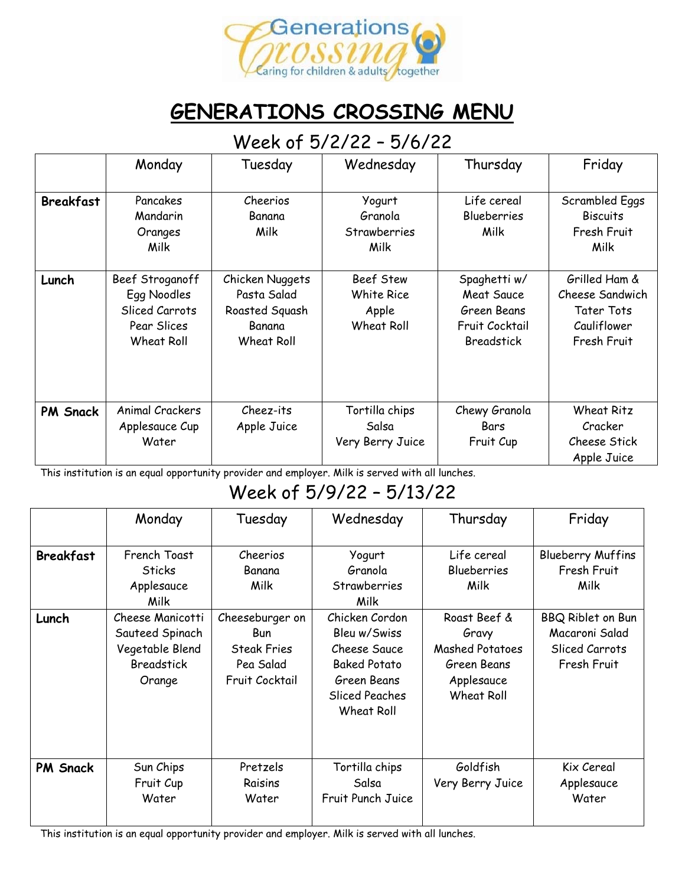# GENERATIONS CROSSING MENU

## Week of 5/2/22 – 5/6/22

| | Monday | Tuesday | Wednesday | Thursday | Friday |
|---|---|---|---|---|---|
| **Breakfast** | Pancakes<br>Mandarin Oranges<br>Milk | Cheerios<br>Banana<br>Milk | Yogurt<br>Granola<br>Strawberries<br>Milk | Life cereal<br>Blueberries<br>Milk | Scrambled Eggs<br>Biscuits<br>Fresh Fruit<br>Milk |
| **Lunch** | Beef Stroganoff<br>Egg Noodles<br>Sliced Carrots<br>Pear Slices<br>Wheat Roll | Chicken Nuggets<br>Pasta Salad<br>Roasted Squash<br>Banana<br>Wheat Roll | Beef Stew<br>White Rice<br>Apple<br>Wheat Roll | Spaghetti w/ Meat Sauce<br>Green Beans<br>Fruit Cocktail<br>Breadstick | Grilled Ham & Cheese Sandwich<br>Tater Tots<br>Cauliflower<br>Fresh Fruit |
| **PM Snack** | Animal Crackers<br>Applesauce Cup<br>Water | Cheez-its<br>Apple Juice | Tortilla chips<br>Salsa<br>Very Berry Juice | Chewy Granola Bars<br>Fruit Cup | Wheat Ritz Cracker<br>Cheese Stick<br>Apple Juice |

This institution is an equal opportunity provider and employer. Milk is served with all lunches.

## Week of 5/9/22 – 5/13/22

| | Monday | Tuesday | Wednesday | Thursday | Friday |
|---|---|---|---|---|---|
| **Breakfast** | French Toast Sticks<br>Applesauce<br>Milk | Cheerios<br>Banana<br>Milk | Yogurt<br>Granola<br>Strawberries<br>Milk | Life cereal<br>Blueberries<br>Milk | Blueberry Muffins<br>Fresh Fruit<br>Milk |
| **Lunch** | Cheese Manicotti<br>Sauteed Spinach<br>Vegetable Blend<br>Breadstick<br>Orange | Cheeseburger on Bun<br>Steak Fries<br>Pea Salad<br>Fruit Cocktail | Chicken Cordon Bleu w/Swiss Cheese Sauce<br>Baked Potato<br>Green Beans<br>Sliced Peaches<br>Wheat Roll | Roast Beef & Gravy<br>Mashed Potatoes<br>Green Beans<br>Applesauce<br>Wheat Roll | BBQ Riblet on Bun<br>Macaroni Salad<br>Sliced Carrots<br>Fresh Fruit |
| **PM Snack** | Sun Chips<br>Fruit Cup<br>Water | Pretzels<br>Raisins<br>Water | Tortilla chips<br>Salsa<br>Fruit Punch Juice | Goldfish<br>Very Berry Juice | Kix Cereal<br>Applesauce<br>Water |

This institution is an equal opportunity provider and employer. Milk is served with all lunches.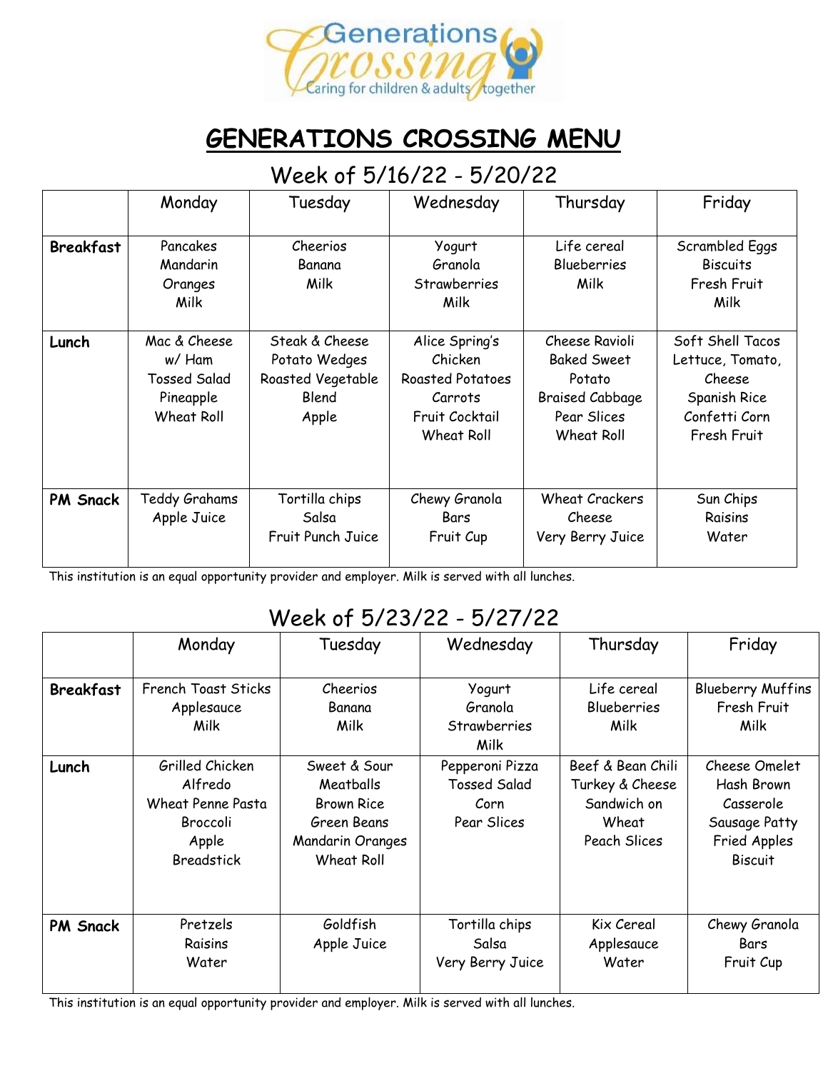Generations Crossing
Caring for children & adults together

# GENERATIONS CROSSING MENU

## Week of 5/16/22 - 5/20/22

| | Monday | Tuesday | Wednesday | Thursday | Friday |
|---|---|---|---|---|---|
| **Breakfast** | Pancakes<br>Mandarin Oranges<br>Milk | Cheerios<br>Banana<br>Milk | Yogurt<br>Granola<br>Strawberries<br>Milk | Life cereal<br>Blueberries<br>Milk | Scrambled Eggs<br>Biscuits<br>Fresh Fruit<br>Milk |
| **Lunch** | Mac & Cheese w/ Ham<br>Tossed Salad<br>Pineapple<br>Wheat Roll | Steak & Cheese<br>Potato Wedges<br>Roasted Vegetable Blend<br>Apple | Alice Spring's Chicken<br>Roasted Potatoes<br>Carrots<br>Fruit Cocktail<br>Wheat Roll | Cheese Ravioli<br>Baked Sweet Potato<br>Braised Cabbage<br>Pear Slices<br>Wheat Roll | Soft Shell Tacos<br>Lettuce, Tomato, Cheese<br>Spanish Rice<br>Confetti Corn<br>Fresh Fruit |
| **PM Snack** | Teddy Grahams<br>Apple Juice | Tortilla chips<br>Salsa<br>Fruit Punch Juice | Chewy Granola Bars<br>Fruit Cup | Wheat Crackers<br>Cheese<br>Very Berry Juice | Sun Chips<br>Raisins<br>Water |

This institution is an equal opportunity provider and employer. Milk is served with all lunches.

## Week of 5/23/22 - 5/27/22

| | Monday | Tuesday | Wednesday | Thursday | Friday |
|---|---|---|---|---|---|
| **Breakfast** | French Toast Sticks<br>Applesauce<br>Milk | Cheerios<br>Banana<br>Milk | Yogurt<br>Granola<br>Strawberries<br>Milk | Life cereal<br>Blueberries<br>Milk | Blueberry Muffins<br>Fresh Fruit<br>Milk |
| **Lunch** | Grilled Chicken Alfredo<br>Wheat Penne Pasta<br>Broccoli<br>Apple<br>Breadstick | Sweet & Sour Meatballs<br>Brown Rice<br>Green Beans<br>Mandarin Oranges<br>Wheat Roll | Pepperoni Pizza<br>Tossed Salad<br>Corn<br>Pear Slices | Beef & Bean Chili<br>Turkey & Cheese Sandwich on Wheat<br>Peach Slices | Cheese Omelet<br>Hash Brown Casserole<br>Sausage Patty<br>Fried Apples<br>Biscuit |
| **PM Snack** | Pretzels<br>Raisins<br>Water | Goldfish<br>Apple Juice | Tortilla chips<br>Salsa<br>Very Berry Juice | Kix Cereal<br>Applesauce<br>Water | Chewy Granola Bars<br>Fruit Cup |

This institution is an equal opportunity provider and employer. Milk is served with all lunches.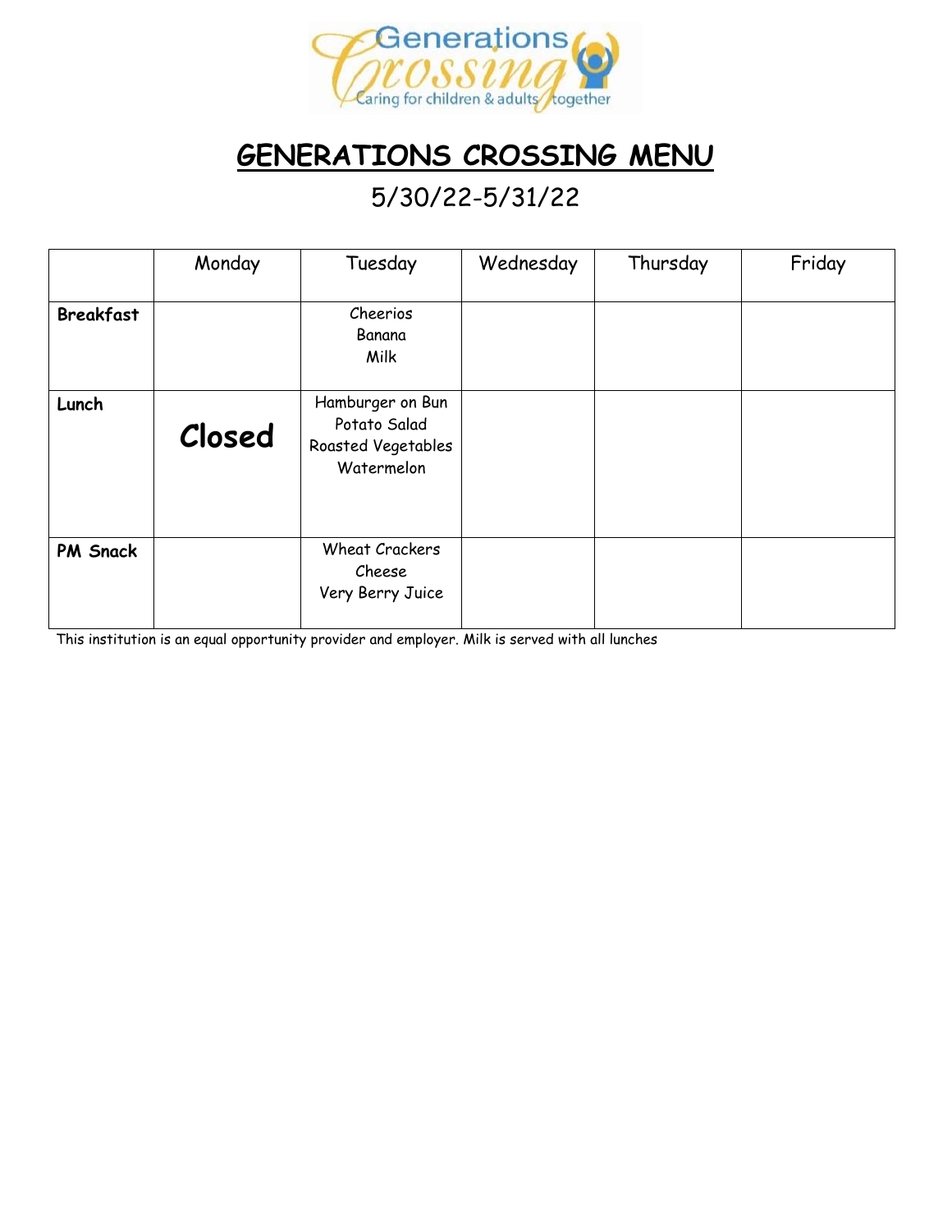# GENERATIONS CROSSING MENU

## 5/30/22-5/31/22

| | Monday | Tuesday | Wednesday | Thursday | Friday |
|---|---|---|---|---|---|
| **Breakfast** | | Cheerios<br>Banana<br>Milk | | | |
| **Lunch** | **Closed** | Hamburger on Bun<br>Potato Salad<br>Roasted Vegetables<br>Watermelon | | | |
| **PM Snack** | | Wheat Crackers<br>Cheese<br>Very Berry Juice | | | |

This institution is an equal opportunity provider and employer. Milk is served with all lunches